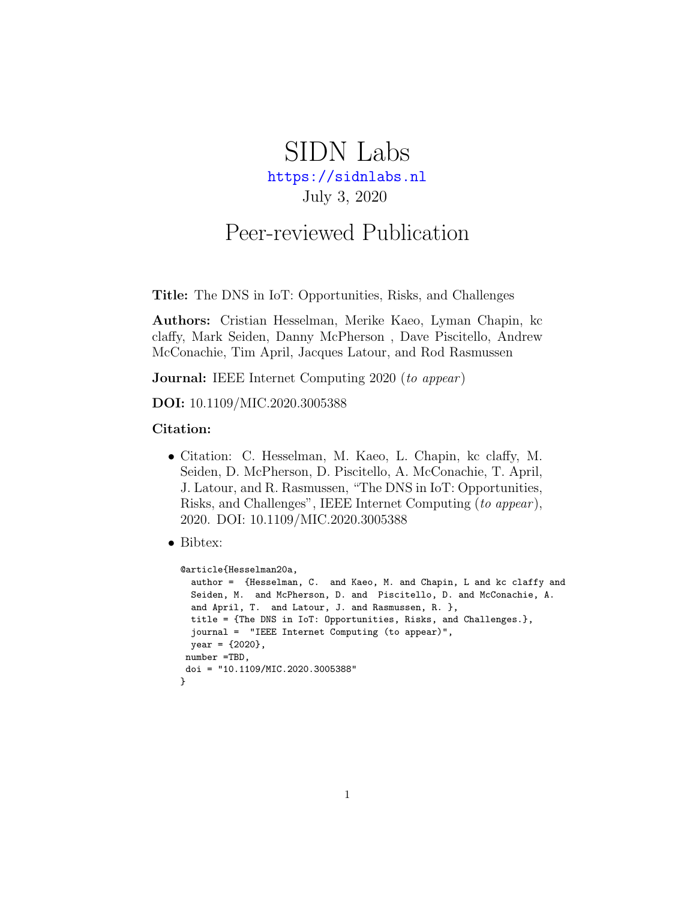# SIDN Labs

https://sidnlabs.nl

July 3, 2020

## Peer-reviewed Publication

**Title:** The DNS in IoT: Opportunities, Risks, and Challenges

**Authors:** Cristian Hesselman, Merike Kaeo, Lyman Chapin, kc claffy, Mark Seiden, Danny McPherson , Dave Piscitello, Andrew McConachie, Tim April, Jacques Latour, and Rod Rasmussen

**Journal:** IEEE Internet Computing 2020 (*to appear*)

**DOI:** 10.1109/MIC.2020.3005388

**Citation:**

- Citation: C. Hesselman, M. Kaeo, L. Chapin, kc claffy, M. Seiden, D. McPherson, D. Piscitello, A. McConachie, T. April, J. Latour, and R. Rasmussen, "The DNS in IoT: Opportunities, Risks, and Challenges", IEEE Internet Computing (*to appear*), 2020. DOI: 10.1109/MIC.2020.3005388
- Bibtex:

```
@article{Hesselman20a,
  author =  {Hesselman, C.  and Kaeo, M. and Chapin, L and kc claffy and
  Seiden, M.  and McPherson, D. and  Piscitello, D. and McConachie, A.
  and April, T.  and Latour, J. and Rasmussen, R. },
  title = {The DNS in IoT: Opportunities, Risks, and Challenges.},
  journal =  "IEEE Internet Computing (to appear)",
  year = {2020},
 number =TBD,
 doi = "10.1109/MIC.2020.3005388"
}
```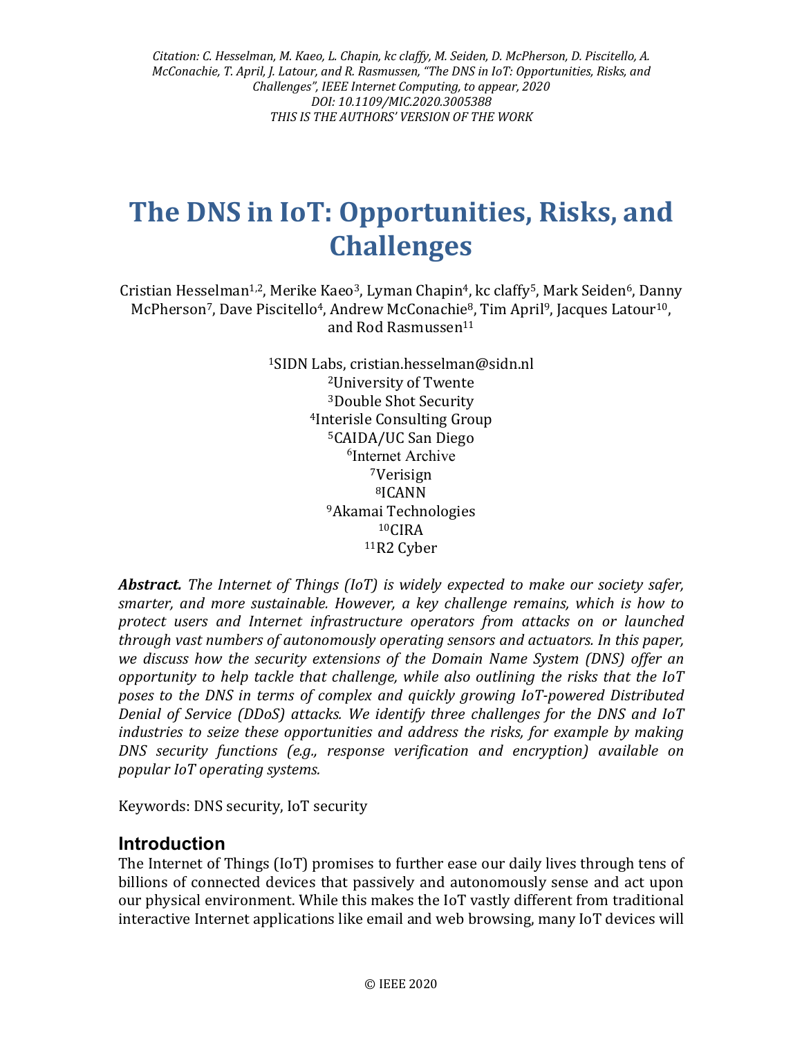*Citation: C. Hesselman, M. Kaeo, L. Chapin, kc claffy, M. Seiden, D. McPherson, D. Piscitello, A. McConachie, T. April, J. Latour, and R. Rasmussen, "The DNS in IoT: Opportunities, Risks, and Challenges", IEEE Internet Computing, to appear, 2020*
*DOI: 10.1109/MIC.2020.3005388*
*THIS IS THE AUTHORS' VERSION OF THE WORK*

# The DNS in IoT: Opportunities, Risks, and Challenges

Cristian Hesselman[1,2], Merike Kaeo[3], Lyman Chapin[4], kc claffy[5], Mark Seiden[6], Danny McPherson[7], Dave Piscitello[4], Andrew McConachie[8], Tim April[9], Jacques Latour[10], and Rod Rasmussen[11]

[1]SIDN Labs, cristian.hesselman@sidn.nl
[2]University of Twente
[3]Double Shot Security
[4]Interisle Consulting Group
[5]CAIDA/UC San Diego
[6]Internet Archive
[7]Verisign
[8]ICANN
[9]Akamai Technologies
[10]CIRA
[11]R2 Cyber

***Abstract.*** *The Internet of Things (IoT) is widely expected to make our society safer, smarter, and more sustainable. However, a key challenge remains, which is how to protect users and Internet infrastructure operators from attacks on or launched through vast numbers of autonomously operating sensors and actuators. In this paper, we discuss how the security extensions of the Domain Name System (DNS) offer an opportunity to help tackle that challenge, while also outlining the risks that the IoT poses to the DNS in terms of complex and quickly growing IoT-powered Distributed Denial of Service (DDoS) attacks. We identify three challenges for the DNS and IoT industries to seize these opportunities and address the risks, for example by making DNS security functions (e.g., response verification and encryption) available on popular IoT operating systems.*

Keywords: DNS security, IoT security

## Introduction

The Internet of Things (IoT) promises to further ease our daily lives through tens of billions of connected devices that passively and autonomously sense and act upon our physical environment. While this makes the IoT vastly different from traditional interactive Internet applications like email and web browsing, many IoT devices will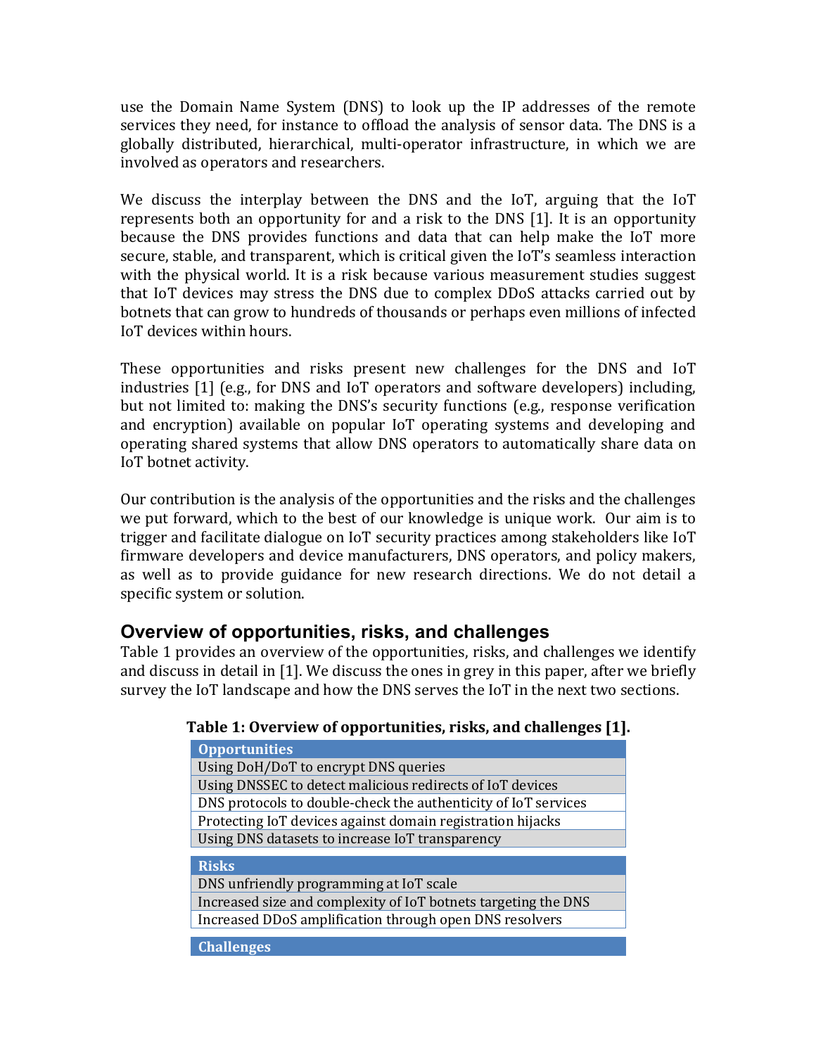use the Domain Name System (DNS) to look up the IP addresses of the remote services they need, for instance to offload the analysis of sensor data. The DNS is a globally distributed, hierarchical, multi-operator infrastructure, in which we are involved as operators and researchers.

We discuss the interplay between the DNS and the IoT, arguing that the IoT represents both an opportunity for and a risk to the DNS [1]. It is an opportunity because the DNS provides functions and data that can help make the IoT more secure, stable, and transparent, which is critical given the IoT's seamless interaction with the physical world. It is a risk because various measurement studies suggest that IoT devices may stress the DNS due to complex DDoS attacks carried out by botnets that can grow to hundreds of thousands or perhaps even millions of infected IoT devices within hours.

These opportunities and risks present new challenges for the DNS and IoT industries [1] (e.g., for DNS and IoT operators and software developers) including, but not limited to: making the DNS's security functions (e.g., response verification and encryption) available on popular IoT operating systems and developing and operating shared systems that allow DNS operators to automatically share data on IoT botnet activity.

Our contribution is the analysis of the opportunities and the risks and the challenges we put forward, which to the best of our knowledge is unique work. Our aim is to trigger and facilitate dialogue on IoT security practices among stakeholders like IoT firmware developers and device manufacturers, DNS operators, and policy makers, as well as to provide guidance for new research directions. We do not detail a specific system or solution.

## Overview of opportunities, risks, and challenges

Table 1 provides an overview of the opportunities, risks, and challenges we identify and discuss in detail in [1]. We discuss the ones in grey in this paper, after we briefly survey the IoT landscape and how the DNS serves the IoT in the next two sections.

**Table 1: Overview of opportunities, risks, and challenges [1].**

| **Opportunities** |
| --- |
| Using DoH/DoT to encrypt DNS queries |
| Using DNSSEC to detect malicious redirects of IoT devices |
| DNS protocols to double-check the authenticity of IoT services |
| Protecting IoT devices against domain registration hijacks |
| Using DNS datasets to increase IoT transparency |
| **Risks** |
| DNS unfriendly programming at IoT scale |
| Increased size and complexity of IoT botnets targeting the DNS |
| Increased DDoS amplification through open DNS resolvers |
| **Challenges** |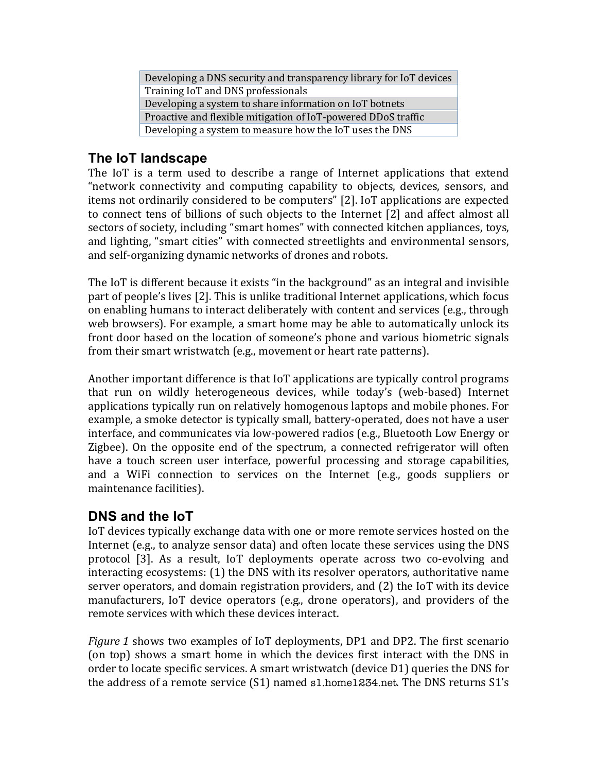| Developing a DNS security and transparency library for IoT devices |
|---|
| Training IoT and DNS professionals |
| Developing a system to share information on IoT botnets |
| Proactive and flexible mitigation of IoT-powered DDoS traffic |
| Developing a system to measure how the IoT uses the DNS |

## The IoT landscape

The IoT is a term used to describe a range of Internet applications that extend "network connectivity and computing capability to objects, devices, sensors, and items not ordinarily considered to be computers" [2]. IoT applications are expected to connect tens of billions of such objects to the Internet [2] and affect almost all sectors of society, including "smart homes" with connected kitchen appliances, toys, and lighting, "smart cities" with connected streetlights and environmental sensors, and self-organizing dynamic networks of drones and robots.

The IoT is different because it exists "in the background" as an integral and invisible part of people's lives [2]. This is unlike traditional Internet applications, which focus on enabling humans to interact deliberately with content and services (e.g., through web browsers). For example, a smart home may be able to automatically unlock its front door based on the location of someone's phone and various biometric signals from their smart wristwatch (e.g., movement or heart rate patterns).

Another important difference is that IoT applications are typically control programs that run on wildly heterogeneous devices, while today's (web-based) Internet applications typically run on relatively homogenous laptops and mobile phones. For example, a smoke detector is typically small, battery-operated, does not have a user interface, and communicates via low-powered radios (e.g., Bluetooth Low Energy or Zigbee). On the opposite end of the spectrum, a connected refrigerator will often have a touch screen user interface, powerful processing and storage capabilities, and a WiFi connection to services on the Internet (e.g., goods suppliers or maintenance facilities).

## DNS and the IoT

IoT devices typically exchange data with one or more remote services hosted on the Internet (e.g., to analyze sensor data) and often locate these services using the DNS protocol [3]. As a result, IoT deployments operate across two co-evolving and interacting ecosystems: (1) the DNS with its resolver operators, authoritative name server operators, and domain registration providers, and (2) the IoT with its device manufacturers, IoT device operators (e.g., drone operators), and providers of the remote services with which these devices interact.

*Figure 1* shows two examples of IoT deployments, DP1 and DP2. The first scenario (on top) shows a smart home in which the devices first interact with the DNS in order to locate specific services. A smart wristwatch (device D1) queries the DNS for the address of a remote service (S1) named `s1.home1234.net`. The DNS returns S1's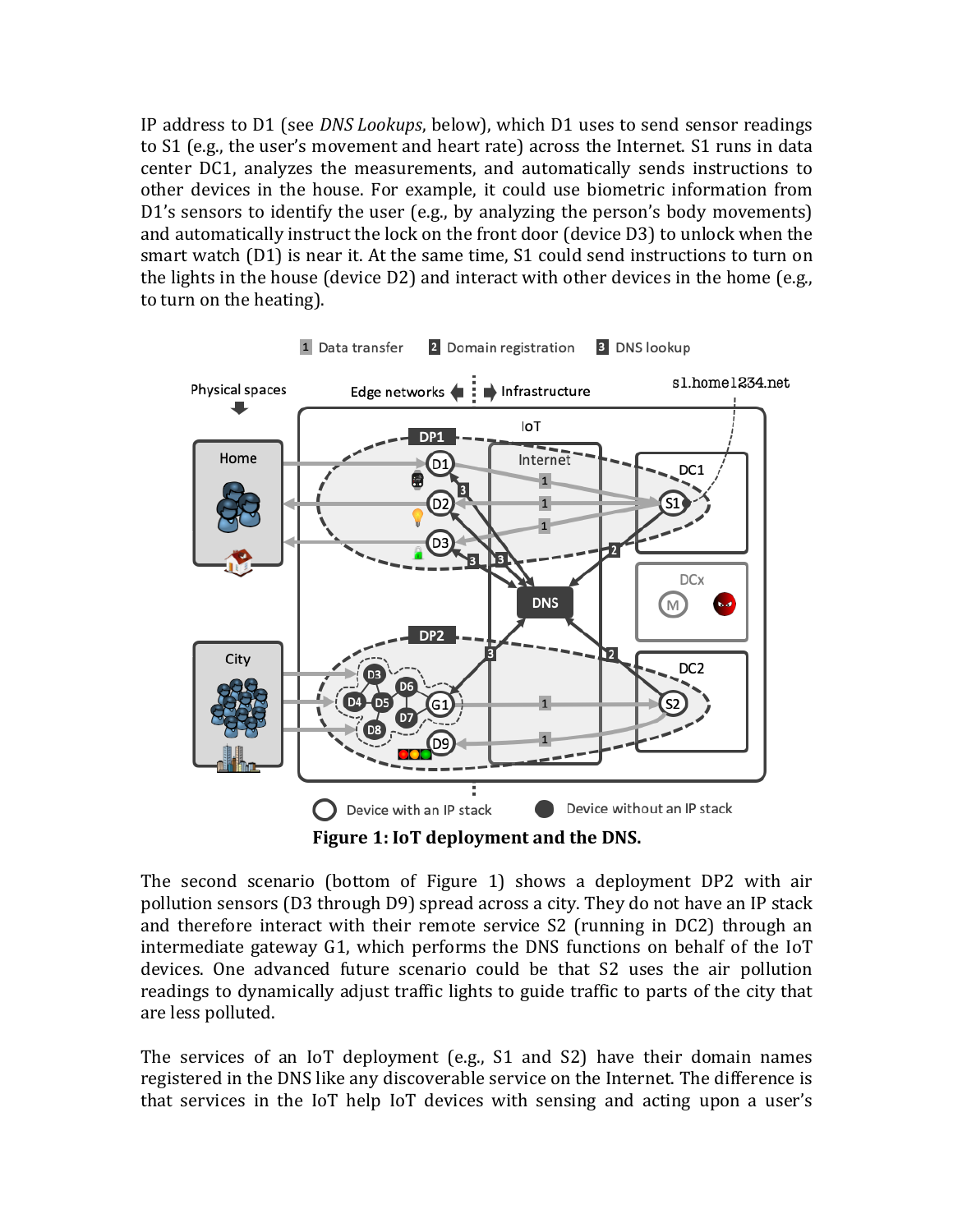IP address to D1 (see *DNS Lookups*, below), which D1 uses to send sensor readings to S1 (e.g., the user's movement and heart rate) across the Internet. S1 runs in data center DC1, analyzes the measurements, and automatically sends instructions to other devices in the house. For example, it could use biometric information from D1's sensors to identify the user (e.g., by analyzing the person's body movements) and automatically instruct the lock on the front door (device D3) to unlock when the smart watch (D1) is near it. At the same time, S1 could send instructions to turn on the lights in the house (device D2) and interact with other devices in the home (e.g., to turn on the heating).

**Figure 1: IoT deployment and the DNS.**

The second scenario (bottom of Figure 1) shows a deployment DP2 with air pollution sensors (D3 through D9) spread across a city. They do not have an IP stack and therefore interact with their remote service S2 (running in DC2) through an intermediate gateway G1, which performs the DNS functions on behalf of the IoT devices. One advanced future scenario could be that S2 uses the air pollution readings to dynamically adjust traffic lights to guide traffic to parts of the city that are less polluted.

The services of an IoT deployment (e.g., S1 and S2) have their domain names registered in the DNS like any discoverable service on the Internet. The difference is that services in the IoT help IoT devices with sensing and acting upon a user's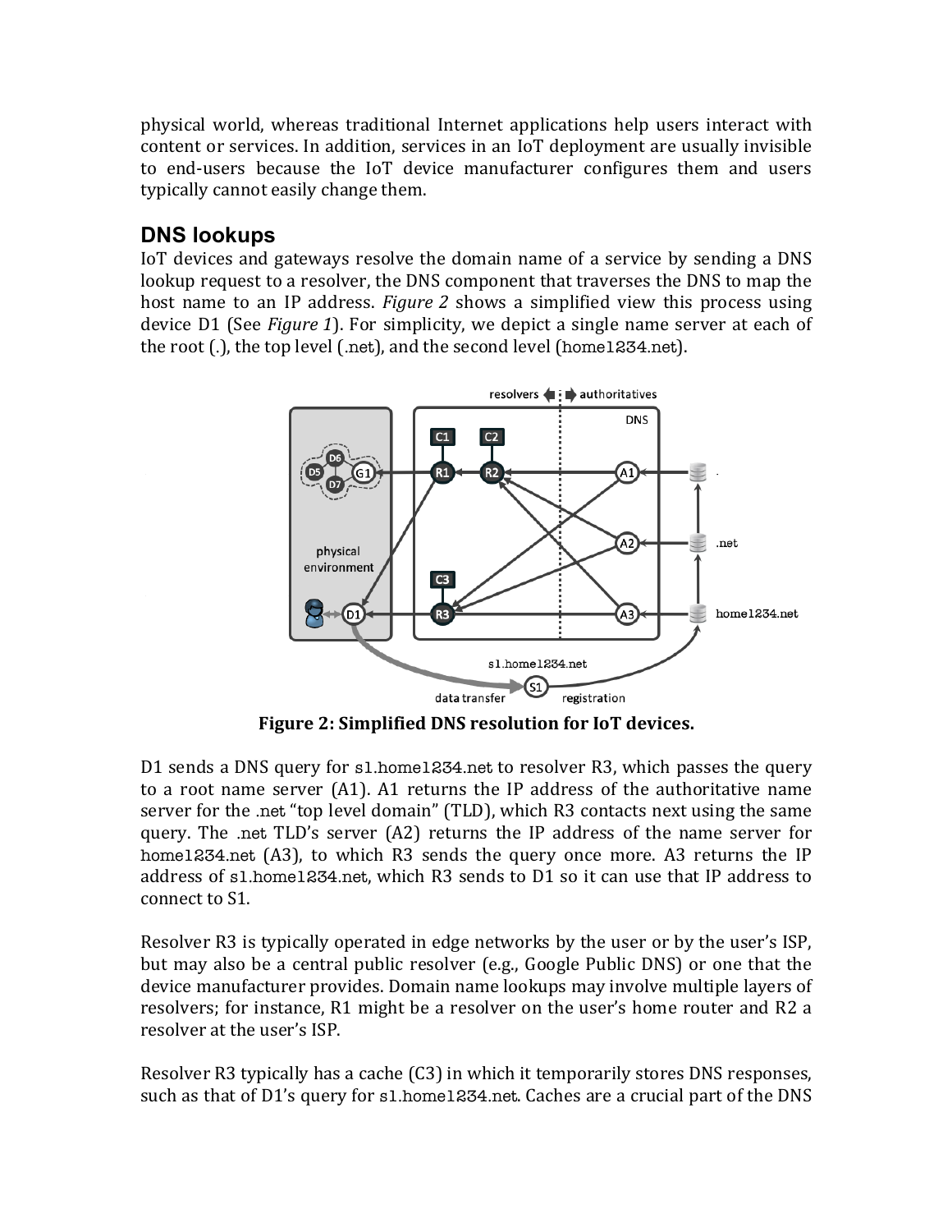physical world, whereas traditional Internet applications help users interact with content or services. In addition, services in an IoT deployment are usually invisible to end-users because the IoT device manufacturer configures them and users typically cannot easily change them.

## DNS lookups

IoT devices and gateways resolve the domain name of a service by sending a DNS lookup request to a resolver, the DNS component that traverses the DNS to map the host name to an IP address. *Figure 2* shows a simplified view this process using device D1 (See *Figure 1*). For simplicity, we depict a single name server at each of the root (.), the top level (.net), and the second level (home1234.net).

**Figure 2: Simplified DNS resolution for IoT devices.**

D1 sends a DNS query for s1.home1234.net to resolver R3, which passes the query to a root name server (A1). A1 returns the IP address of the authoritative name server for the .net "top level domain" (TLD), which R3 contacts next using the same query. The .net TLD's server (A2) returns the IP address of the name server for home1234.net (A3), to which R3 sends the query once more. A3 returns the IP address of s1.home1234.net, which R3 sends to D1 so it can use that IP address to connect to S1.

Resolver R3 is typically operated in edge networks by the user or by the user's ISP, but may also be a central public resolver (e.g., Google Public DNS) or one that the device manufacturer provides. Domain name lookups may involve multiple layers of resolvers; for instance, R1 might be a resolver on the user's home router and R2 a resolver at the user's ISP.

Resolver R3 typically has a cache (C3) in which it temporarily stores DNS responses, such as that of D1's query for s1.home1234.net. Caches are a crucial part of the DNS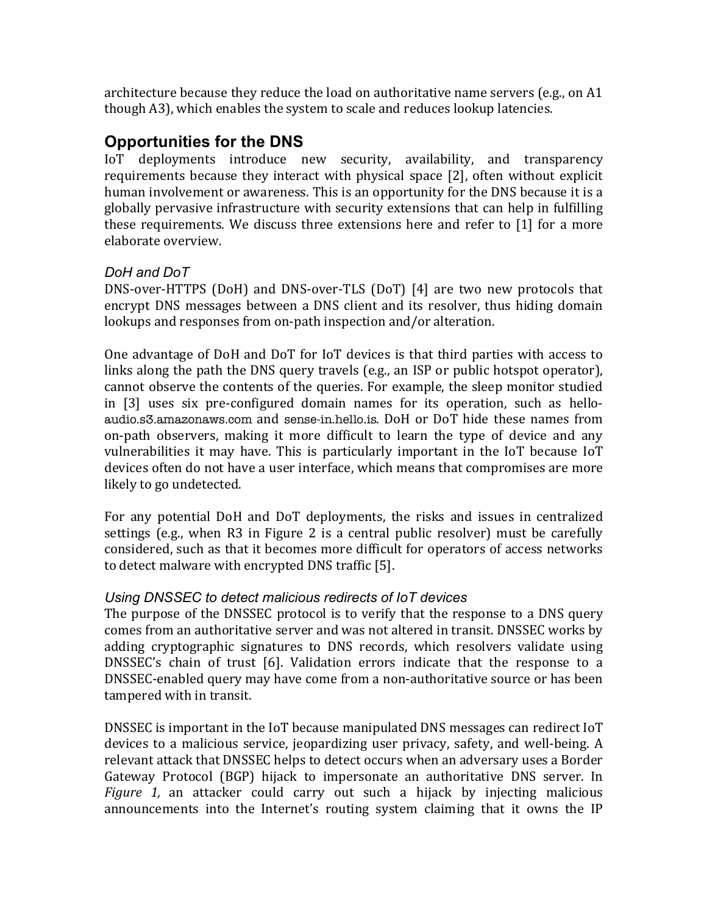architecture because they reduce the load on authoritative name servers (e.g., on A1 though A3), which enables the system to scale and reduces lookup latencies.

## Opportunities for the DNS

IoT deployments introduce new security, availability, and transparency requirements because they interact with physical space [2], often without explicit human involvement or awareness. This is an opportunity for the DNS because it is a globally pervasive infrastructure with security extensions that can help in fulfilling these requirements. We discuss three extensions here and refer to [1] for a more elaborate overview.

### *DoH and DoT*

DNS-over-HTTPS (DoH) and DNS-over-TLS (DoT) [4] are two new protocols that encrypt DNS messages between a DNS client and its resolver, thus hiding domain lookups and responses from on-path inspection and/or alteration.

One advantage of DoH and DoT for IoT devices is that third parties with access to links along the path the DNS query travels (e.g., an ISP or public hotspot operator), cannot observe the contents of the queries. For example, the sleep monitor studied in [3] uses six pre-configured domain names for its operation, such as hello-audio.s3.amazonaws.com and sense-in.hello.is. DoH or DoT hide these names from on-path observers, making it more difficult to learn the type of device and any vulnerabilities it may have. This is particularly important in the IoT because IoT devices often do not have a user interface, which means that compromises are more likely to go undetected.

For any potential DoH and DoT deployments, the risks and issues in centralized settings (e.g., when R3 in Figure 2 is a central public resolver) must be carefully considered, such as that it becomes more difficult for operators of access networks to detect malware with encrypted DNS traffic [5].

### *Using DNSSEC to detect malicious redirects of IoT devices*

The purpose of the DNSSEC protocol is to verify that the response to a DNS query comes from an authoritative server and was not altered in transit. DNSSEC works by adding cryptographic signatures to DNS records, which resolvers validate using DNSSEC's chain of trust [6]. Validation errors indicate that the response to a DNSSEC-enabled query may have come from a non-authoritative source or has been tampered with in transit.

DNSSEC is important in the IoT because manipulated DNS messages can redirect IoT devices to a malicious service, jeopardizing user privacy, safety, and well-being. A relevant attack that DNSSEC helps to detect occurs when an adversary uses a Border Gateway Protocol (BGP) hijack to impersonate an authoritative DNS server. In *Figure 1,* an attacker could carry out such a hijack by injecting malicious announcements into the Internet's routing system claiming that it owns the IP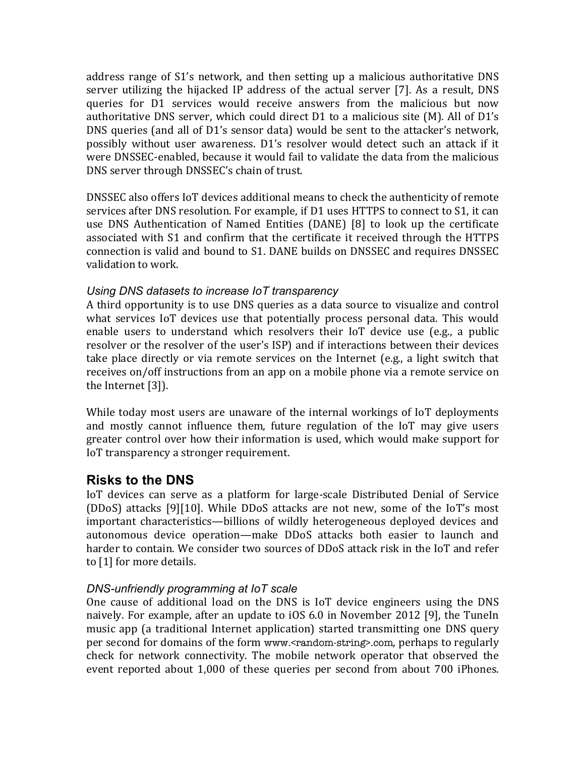address range of S1's network, and then setting up a malicious authoritative DNS server utilizing the hijacked IP address of the actual server [7]. As a result, DNS queries for D1 services would receive answers from the malicious but now authoritative DNS server, which could direct D1 to a malicious site (M). All of D1's DNS queries (and all of D1's sensor data) would be sent to the attacker's network, possibly without user awareness. D1's resolver would detect such an attack if it were DNSSEC-enabled, because it would fail to validate the data from the malicious DNS server through DNSSEC's chain of trust.

DNSSEC also offers IoT devices additional means to check the authenticity of remote services after DNS resolution. For example, if D1 uses HTTPS to connect to S1, it can use DNS Authentication of Named Entities (DANE) [8] to look up the certificate associated with S1 and confirm that the certificate it received through the HTTPS connection is valid and bound to S1. DANE builds on DNSSEC and requires DNSSEC validation to work.

### *Using DNS datasets to increase IoT transparency*

A third opportunity is to use DNS queries as a data source to visualize and control what services IoT devices use that potentially process personal data. This would enable users to understand which resolvers their IoT device use (e.g., a public resolver or the resolver of the user's ISP) and if interactions between their devices take place directly or via remote services on the Internet (e.g., a light switch that receives on/off instructions from an app on a mobile phone via a remote service on the Internet [3]).

While today most users are unaware of the internal workings of IoT deployments and mostly cannot influence them, future regulation of the IoT may give users greater control over how their information is used, which would make support for IoT transparency a stronger requirement.

## Risks to the DNS

IoT devices can serve as a platform for large-scale Distributed Denial of Service (DDoS) attacks [9][10]. While DDoS attacks are not new, some of the IoT's most important characteristics—billions of wildly heterogeneous deployed devices and autonomous device operation—make DDoS attacks both easier to launch and harder to contain. We consider two sources of DDoS attack risk in the IoT and refer to [1] for more details.

### *DNS-unfriendly programming at IoT scale*

One cause of additional load on the DNS is IoT device engineers using the DNS naively. For example, after an update to iOS 6.0 in November 2012 [9], the TuneIn music app (a traditional Internet application) started transmitting one DNS query per second for domains of the form www.<random-string>.com, perhaps to regularly check for network connectivity. The mobile network operator that observed the event reported about 1,000 of these queries per second from about 700 iPhones.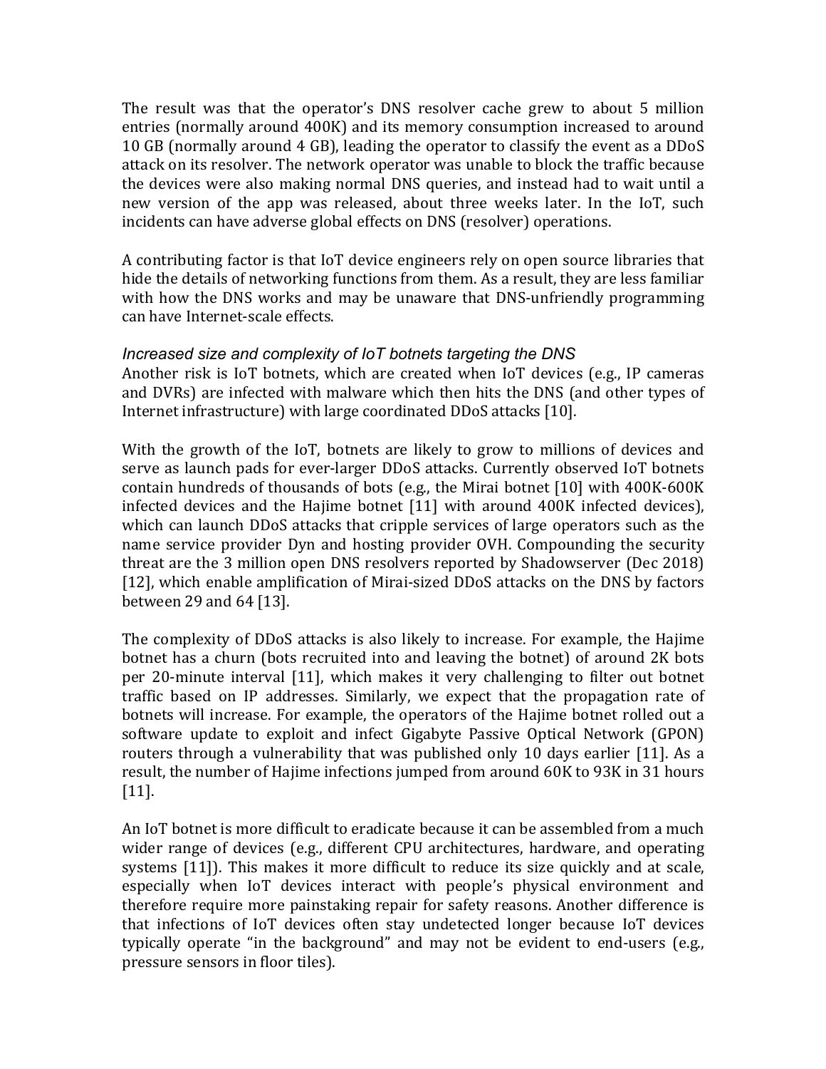The result was that the operator's DNS resolver cache grew to about 5 million entries (normally around 400K) and its memory consumption increased to around 10 GB (normally around 4 GB), leading the operator to classify the event as a DDoS attack on its resolver. The network operator was unable to block the traffic because the devices were also making normal DNS queries, and instead had to wait until a new version of the app was released, about three weeks later. In the IoT, such incidents can have adverse global effects on DNS (resolver) operations.

A contributing factor is that IoT device engineers rely on open source libraries that hide the details of networking functions from them. As a result, they are less familiar with how the DNS works and may be unaware that DNS-unfriendly programming can have Internet-scale effects.

*Increased size and complexity of IoT botnets targeting the DNS*

Another risk is IoT botnets, which are created when IoT devices (e.g., IP cameras and DVRs) are infected with malware which then hits the DNS (and other types of Internet infrastructure) with large coordinated DDoS attacks [10].

With the growth of the IoT, botnets are likely to grow to millions of devices and serve as launch pads for ever-larger DDoS attacks. Currently observed IoT botnets contain hundreds of thousands of bots (e.g., the Mirai botnet [10] with 400K-600K infected devices and the Hajime botnet [11] with around 400K infected devices), which can launch DDoS attacks that cripple services of large operators such as the name service provider Dyn and hosting provider OVH. Compounding the security threat are the 3 million open DNS resolvers reported by Shadowserver (Dec 2018) [12], which enable amplification of Mirai-sized DDoS attacks on the DNS by factors between 29 and 64 [13].

The complexity of DDoS attacks is also likely to increase. For example, the Hajime botnet has a churn (bots recruited into and leaving the botnet) of around 2K bots per 20-minute interval [11], which makes it very challenging to filter out botnet traffic based on IP addresses. Similarly, we expect that the propagation rate of botnets will increase. For example, the operators of the Hajime botnet rolled out a software update to exploit and infect Gigabyte Passive Optical Network (GPON) routers through a vulnerability that was published only 10 days earlier [11]. As a result, the number of Hajime infections jumped from around 60K to 93K in 31 hours [11].

An IoT botnet is more difficult to eradicate because it can be assembled from a much wider range of devices (e.g., different CPU architectures, hardware, and operating systems [11]). This makes it more difficult to reduce its size quickly and at scale, especially when IoT devices interact with people's physical environment and therefore require more painstaking repair for safety reasons. Another difference is that infections of IoT devices often stay undetected longer because IoT devices typically operate "in the background" and may not be evident to end-users (e.g., pressure sensors in floor tiles).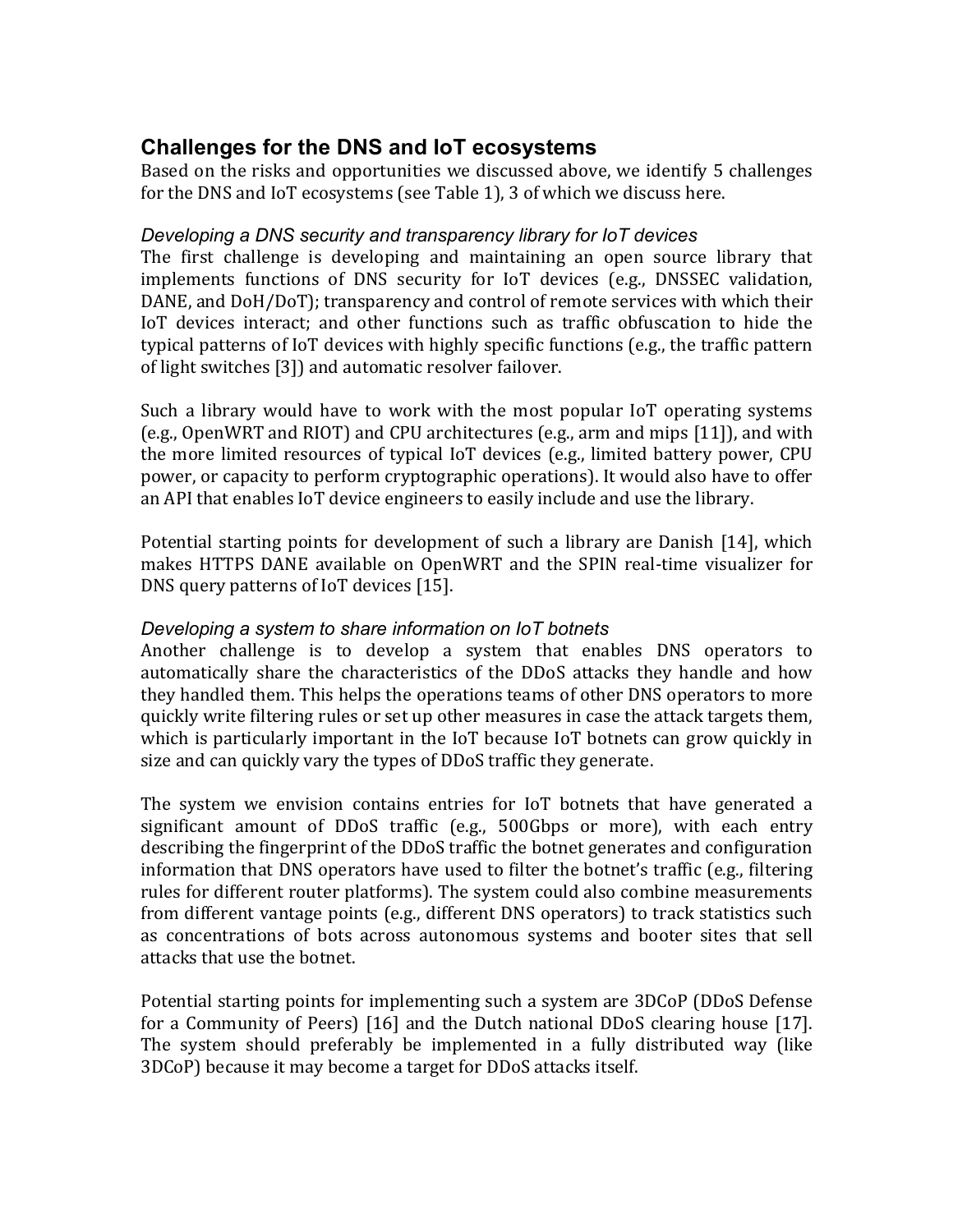## Challenges for the DNS and IoT ecosystems

Based on the risks and opportunities we discussed above, we identify 5 challenges for the DNS and IoT ecosystems (see Table 1), 3 of which we discuss here.

### *Developing a DNS security and transparency library for IoT devices*

The first challenge is developing and maintaining an open source library that implements functions of DNS security for IoT devices (e.g., DNSSEC validation, DANE, and DoH/DoT); transparency and control of remote services with which their IoT devices interact; and other functions such as traffic obfuscation to hide the typical patterns of IoT devices with highly specific functions (e.g., the traffic pattern of light switches [3]) and automatic resolver failover.

Such a library would have to work with the most popular IoT operating systems (e.g., OpenWRT and RIOT) and CPU architectures (e.g., arm and mips [11]), and with the more limited resources of typical IoT devices (e.g., limited battery power, CPU power, or capacity to perform cryptographic operations). It would also have to offer an API that enables IoT device engineers to easily include and use the library.

Potential starting points for development of such a library are Danish [14], which makes HTTPS DANE available on OpenWRT and the SPIN real-time visualizer for DNS query patterns of IoT devices [15].

### *Developing a system to share information on IoT botnets*

Another challenge is to develop a system that enables DNS operators to automatically share the characteristics of the DDoS attacks they handle and how they handled them. This helps the operations teams of other DNS operators to more quickly write filtering rules or set up other measures in case the attack targets them, which is particularly important in the IoT because IoT botnets can grow quickly in size and can quickly vary the types of DDoS traffic they generate.

The system we envision contains entries for IoT botnets that have generated a significant amount of DDoS traffic (e.g., 500Gbps or more), with each entry describing the fingerprint of the DDoS traffic the botnet generates and configuration information that DNS operators have used to filter the botnet's traffic (e.g., filtering rules for different router platforms). The system could also combine measurements from different vantage points (e.g., different DNS operators) to track statistics such as concentrations of bots across autonomous systems and booter sites that sell attacks that use the botnet.

Potential starting points for implementing such a system are 3DCoP (DDoS Defense for a Community of Peers) [16] and the Dutch national DDoS clearing house [17]. The system should preferably be implemented in a fully distributed way (like 3DCoP) because it may become a target for DDoS attacks itself.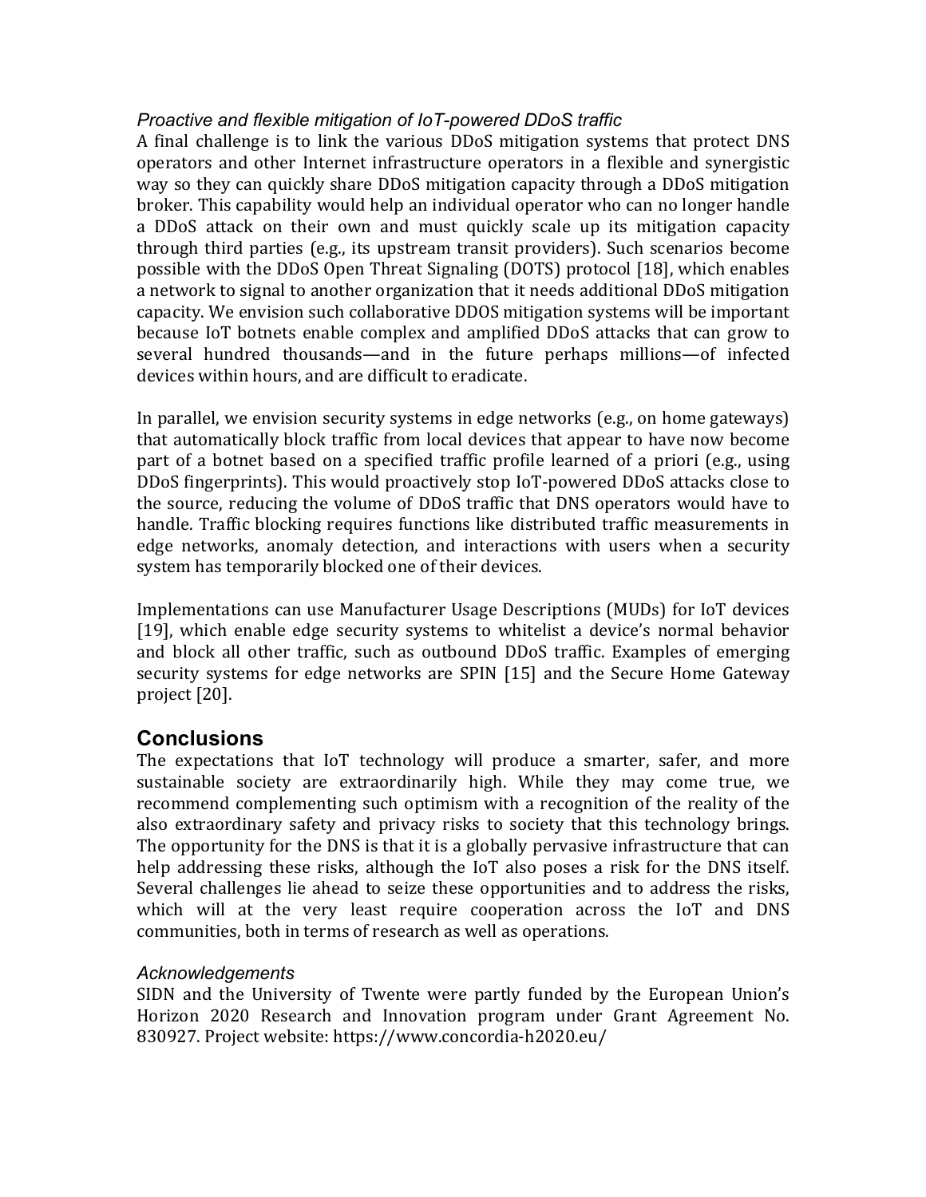### *Proactive and flexible mitigation of IoT-powered DDoS traffic*

A final challenge is to link the various DDoS mitigation systems that protect DNS operators and other Internet infrastructure operators in a flexible and synergistic way so they can quickly share DDoS mitigation capacity through a DDoS mitigation broker. This capability would help an individual operator who can no longer handle a DDoS attack on their own and must quickly scale up its mitigation capacity through third parties (e.g., its upstream transit providers). Such scenarios become possible with the DDoS Open Threat Signaling (DOTS) protocol [18], which enables a network to signal to another organization that it needs additional DDoS mitigation capacity. We envision such collaborative DDOS mitigation systems will be important because IoT botnets enable complex and amplified DDoS attacks that can grow to several hundred thousands—and in the future perhaps millions—of infected devices within hours, and are difficult to eradicate.

In parallel, we envision security systems in edge networks (e.g., on home gateways) that automatically block traffic from local devices that appear to have now become part of a botnet based on a specified traffic profile learned of a priori (e.g., using DDoS fingerprints). This would proactively stop IoT-powered DDoS attacks close to the source, reducing the volume of DDoS traffic that DNS operators would have to handle. Traffic blocking requires functions like distributed traffic measurements in edge networks, anomaly detection, and interactions with users when a security system has temporarily blocked one of their devices.

Implementations can use Manufacturer Usage Descriptions (MUDs) for IoT devices [19], which enable edge security systems to whitelist a device's normal behavior and block all other traffic, such as outbound DDoS traffic. Examples of emerging security systems for edge networks are SPIN [15] and the Secure Home Gateway project [20].

## Conclusions

The expectations that IoT technology will produce a smarter, safer, and more sustainable society are extraordinarily high. While they may come true, we recommend complementing such optimism with a recognition of the reality of the also extraordinary safety and privacy risks to society that this technology brings. The opportunity for the DNS is that it is a globally pervasive infrastructure that can help addressing these risks, although the IoT also poses a risk for the DNS itself. Several challenges lie ahead to seize these opportunities and to address the risks, which will at the very least require cooperation across the IoT and DNS communities, both in terms of research as well as operations.

### *Acknowledgements*

SIDN and the University of Twente were partly funded by the European Union's Horizon 2020 Research and Innovation program under Grant Agreement No. 830927. Project website: https://www.concordia-h2020.eu/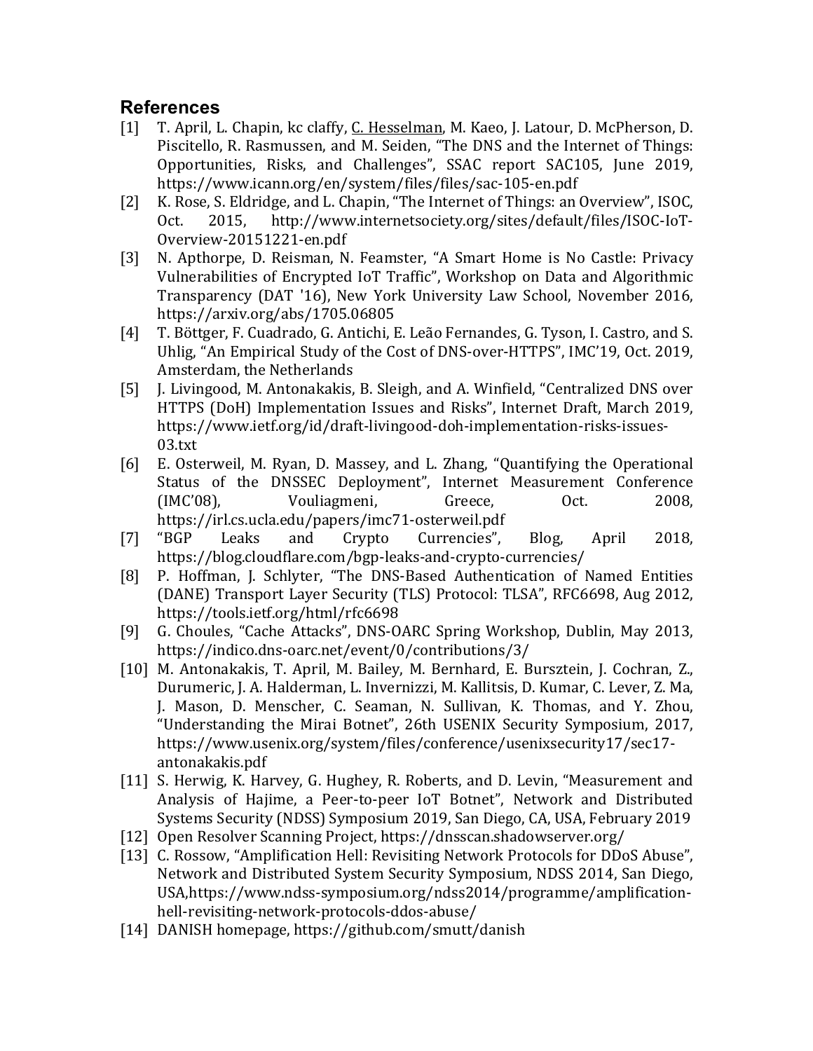## References

[1] T. April, L. Chapin, kc claffy, C. Hesselman, M. Kaeo, J. Latour, D. McPherson, D. Piscitello, R. Rasmussen, and M. Seiden, "The DNS and the Internet of Things: Opportunities, Risks, and Challenges", SSAC report SAC105, June 2019, https://www.icann.org/en/system/files/files/sac-105-en.pdf

[2] K. Rose, S. Eldridge, and L. Chapin, "The Internet of Things: an Overview", ISOC, Oct. 2015, http://www.internetsociety.org/sites/default/files/ISOC-IoT-Overview-20151221-en.pdf

[3] N. Apthorpe, D. Reisman, N. Feamster, "A Smart Home is No Castle: Privacy Vulnerabilities of Encrypted IoT Traffic", Workshop on Data and Algorithmic Transparency (DAT '16), New York University Law School, November 2016, https://arxiv.org/abs/1705.06805

[4] T. Böttger, F. Cuadrado, G. Antichi, E. Leão Fernandes, G. Tyson, I. Castro, and S. Uhlig, "An Empirical Study of the Cost of DNS-over-HTTPS", IMC'19, Oct. 2019, Amsterdam, the Netherlands

[5] J. Livingood, M. Antonakakis, B. Sleigh, and A. Winfield, "Centralized DNS over HTTPS (DoH) Implementation Issues and Risks", Internet Draft, March 2019, https://www.ietf.org/id/draft-livingood-doh-implementation-risks-issues-03.txt

[6] E. Osterweil, M. Ryan, D. Massey, and L. Zhang, "Quantifying the Operational Status of the DNSSEC Deployment", Internet Measurement Conference (IMC'08), Vouliagmeni, Greece, Oct. 2008, https://irl.cs.ucla.edu/papers/imc71-osterweil.pdf

[7] "BGP Leaks and Crypto Currencies", Blog, April 2018, https://blog.cloudflare.com/bgp-leaks-and-crypto-currencies/

[8] P. Hoffman, J. Schlyter, "The DNS-Based Authentication of Named Entities (DANE) Transport Layer Security (TLS) Protocol: TLSA", RFC6698, Aug 2012, https://tools.ietf.org/html/rfc6698

[9] G. Choules, "Cache Attacks", DNS-OARC Spring Workshop, Dublin, May 2013, https://indico.dns-oarc.net/event/0/contributions/3/

[10] M. Antonakakis, T. April, M. Bailey, M. Bernhard, E. Bursztein, J. Cochran, Z., Durumeric, J. A. Halderman, L. Invernizzi, M. Kallitsis, D. Kumar, C. Lever, Z. Ma, J. Mason, D. Menscher, C. Seaman, N. Sullivan, K. Thomas, and Y. Zhou, "Understanding the Mirai Botnet", 26th USENIX Security Symposium, 2017, https://www.usenix.org/system/files/conference/usenixsecurity17/sec17-antonakakis.pdf

[11] S. Herwig, K. Harvey, G. Hughey, R. Roberts, and D. Levin, "Measurement and Analysis of Hajime, a Peer-to-peer IoT Botnet", Network and Distributed Systems Security (NDSS) Symposium 2019, San Diego, CA, USA, February 2019

[12] Open Resolver Scanning Project, https://dnsscan.shadowserver.org/

[13] C. Rossow, "Amplification Hell: Revisiting Network Protocols for DDoS Abuse", Network and Distributed System Security Symposium, NDSS 2014, San Diego, USA,https://www.ndss-symposium.org/ndss2014/programme/amplification-hell-revisiting-network-protocols-ddos-abuse/

[14] DANISH homepage, https://github.com/smutt/danish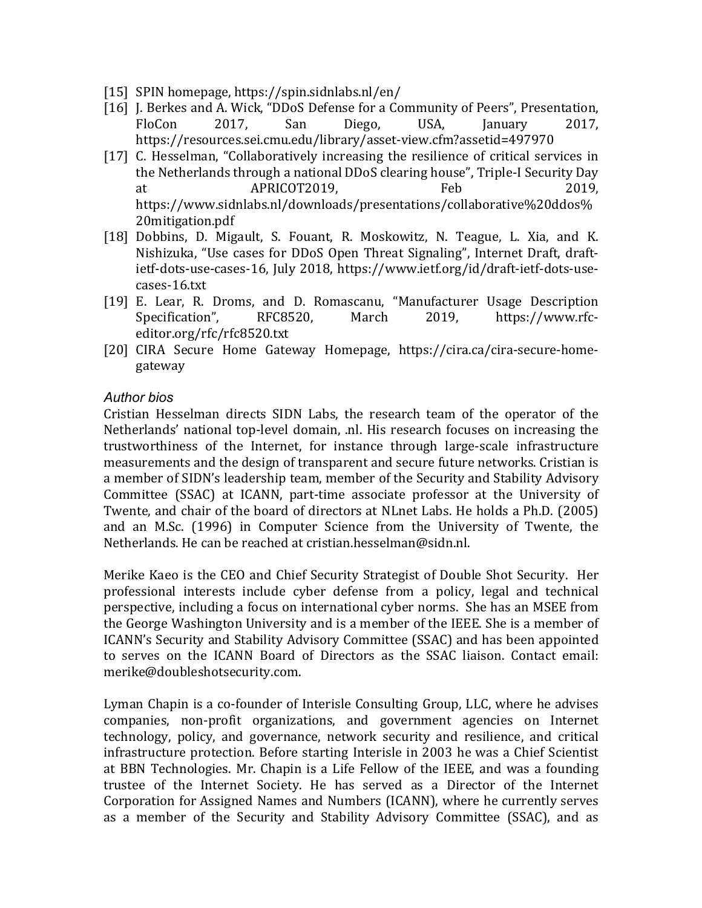[15] SPIN homepage, https://spin.sidnlabs.nl/en/

[16] J. Berkes and A. Wick, "DDoS Defense for a Community of Peers", Presentation, FloCon 2017, San Diego, USA, January 2017, https://resources.sei.cmu.edu/library/asset-view.cfm?assetid=497970

[17] C. Hesselman, "Collaboratively increasing the resilience of critical services in the Netherlands through a national DDoS clearing house", Triple-I Security Day at APRICOT2019, Feb 2019, https://www.sidnlabs.nl/downloads/presentations/collaborative%20ddos%20mitigation.pdf

[18] Dobbins, D. Migault, S. Fouant, R. Moskowitz, N. Teague, L. Xia, and K. Nishizuka, "Use cases for DDoS Open Threat Signaling", Internet Draft, draft-ietf-dots-use-cases-16, July 2018, https://www.ietf.org/id/draft-ietf-dots-use-cases-16.txt

[19] E. Lear, R. Droms, and D. Romascanu, "Manufacturer Usage Description Specification", RFC8520, March 2019, https://www.rfc-editor.org/rfc/rfc8520.txt

[20] CIRA Secure Home Gateway Homepage, https://cira.ca/cira-secure-home-gateway

### *Author bios*

Cristian Hesselman directs SIDN Labs, the research team of the operator of the Netherlands' national top-level domain, .nl. His research focuses on increasing the trustworthiness of the Internet, for instance through large-scale infrastructure measurements and the design of transparent and secure future networks. Cristian is a member of SIDN's leadership team, member of the Security and Stability Advisory Committee (SSAC) at ICANN, part-time associate professor at the University of Twente, and chair of the board of directors at NLnet Labs. He holds a Ph.D. (2005) and an M.Sc. (1996) in Computer Science from the University of Twente, the Netherlands. He can be reached at cristian.hesselman@sidn.nl.

Merike Kaeo is the CEO and Chief Security Strategist of Double Shot Security. Her professional interests include cyber defense from a policy, legal and technical perspective, including a focus on international cyber norms. She has an MSEE from the George Washington University and is a member of the IEEE. She is a member of ICANN's Security and Stability Advisory Committee (SSAC) and has been appointed to serves on the ICANN Board of Directors as the SSAC liaison. Contact email: merike@doubleshotsecurity.com.

Lyman Chapin is a co-founder of Interisle Consulting Group, LLC, where he advises companies, non-profit organizations, and government agencies on Internet technology, policy, and governance, network security and resilience, and critical infrastructure protection. Before starting Interisle in 2003 he was a Chief Scientist at BBN Technologies. Mr. Chapin is a Life Fellow of the IEEE, and was a founding trustee of the Internet Society. He has served as a Director of the Internet Corporation for Assigned Names and Numbers (ICANN), where he currently serves as a member of the Security and Stability Advisory Committee (SSAC), and as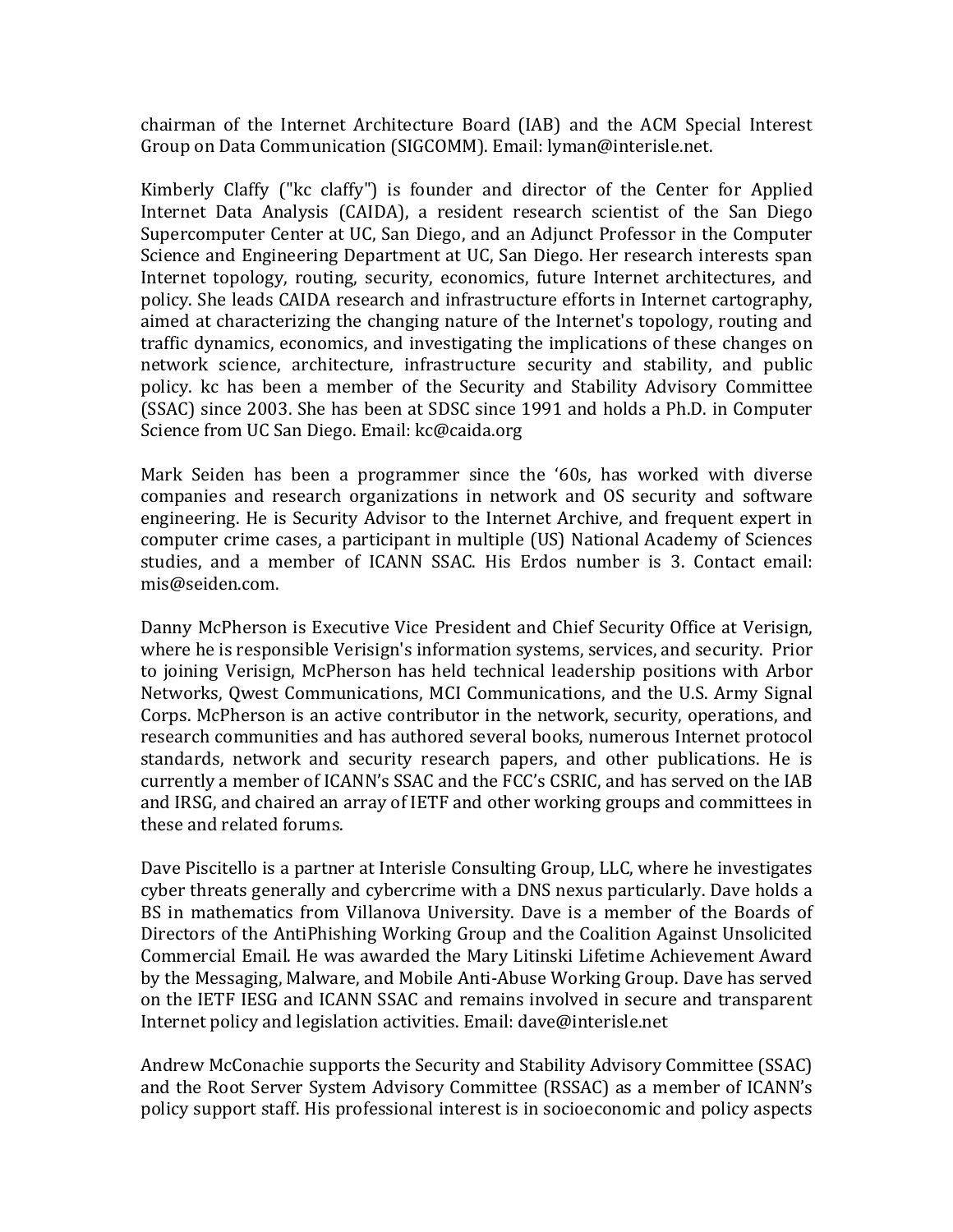chairman of the Internet Architecture Board (IAB) and the ACM Special Interest Group on Data Communication (SIGCOMM). Email: lyman@interisle.net.

Kimberly Claffy ("kc claffy") is founder and director of the Center for Applied Internet Data Analysis (CAIDA), a resident research scientist of the San Diego Supercomputer Center at UC, San Diego, and an Adjunct Professor in the Computer Science and Engineering Department at UC, San Diego. Her research interests span Internet topology, routing, security, economics, future Internet architectures, and policy. She leads CAIDA research and infrastructure efforts in Internet cartography, aimed at characterizing the changing nature of the Internet's topology, routing and traffic dynamics, economics, and investigating the implications of these changes on network science, architecture, infrastructure security and stability, and public policy. kc has been a member of the Security and Stability Advisory Committee (SSAC) since 2003. She has been at SDSC since 1991 and holds a Ph.D. in Computer Science from UC San Diego. Email: kc@caida.org

Mark Seiden has been a programmer since the '60s, has worked with diverse companies and research organizations in network and OS security and software engineering. He is Security Advisor to the Internet Archive, and frequent expert in computer crime cases, a participant in multiple (US) National Academy of Sciences studies, and a member of ICANN SSAC. His Erdos number is 3. Contact email: mis@seiden.com.

Danny McPherson is Executive Vice President and Chief Security Office at Verisign, where he is responsible Verisign's information systems, services, and security. Prior to joining Verisign, McPherson has held technical leadership positions with Arbor Networks, Qwest Communications, MCI Communications, and the U.S. Army Signal Corps. McPherson is an active contributor in the network, security, operations, and research communities and has authored several books, numerous Internet protocol standards, network and security research papers, and other publications. He is currently a member of ICANN's SSAC and the FCC's CSRIC, and has served on the IAB and IRSG, and chaired an array of IETF and other working groups and committees in these and related forums.

Dave Piscitello is a partner at Interisle Consulting Group, LLC, where he investigates cyber threats generally and cybercrime with a DNS nexus particularly. Dave holds a BS in mathematics from Villanova University. Dave is a member of the Boards of Directors of the AntiPhishing Working Group and the Coalition Against Unsolicited Commercial Email. He was awarded the Mary Litinski Lifetime Achievement Award by the Messaging, Malware, and Mobile Anti-Abuse Working Group. Dave has served on the IETF IESG and ICANN SSAC and remains involved in secure and transparent Internet policy and legislation activities. Email: dave@interisle.net

Andrew McConachie supports the Security and Stability Advisory Committee (SSAC) and the Root Server System Advisory Committee (RSSAC) as a member of ICANN's policy support staff. His professional interest is in socioeconomic and policy aspects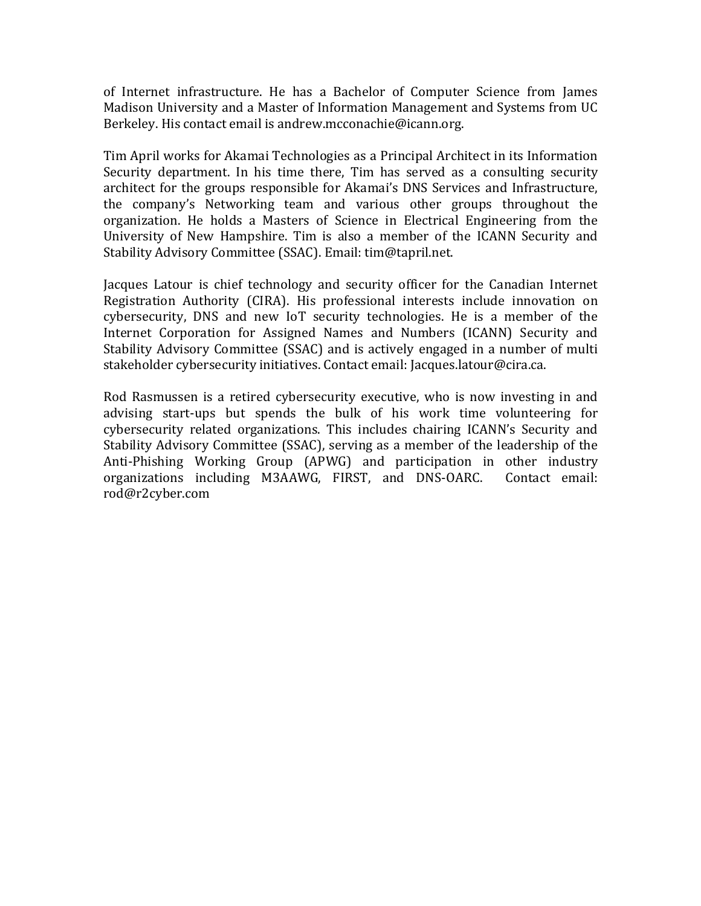of Internet infrastructure. He has a Bachelor of Computer Science from James Madison University and a Master of Information Management and Systems from UC Berkeley. His contact email is andrew.mcconachie@icann.org.

Tim April works for Akamai Technologies as a Principal Architect in its Information Security department. In his time there, Tim has served as a consulting security architect for the groups responsible for Akamai's DNS Services and Infrastructure, the company's Networking team and various other groups throughout the organization. He holds a Masters of Science in Electrical Engineering from the University of New Hampshire. Tim is also a member of the ICANN Security and Stability Advisory Committee (SSAC). Email: tim@tapril.net.

Jacques Latour is chief technology and security officer for the Canadian Internet Registration Authority (CIRA). His professional interests include innovation on cybersecurity, DNS and new IoT security technologies. He is a member of the Internet Corporation for Assigned Names and Numbers (ICANN) Security and Stability Advisory Committee (SSAC) and is actively engaged in a number of multi stakeholder cybersecurity initiatives. Contact email: Jacques.latour@cira.ca.

Rod Rasmussen is a retired cybersecurity executive, who is now investing in and advising start-ups but spends the bulk of his work time volunteering for cybersecurity related organizations. This includes chairing ICANN's Security and Stability Advisory Committee (SSAC), serving as a member of the leadership of the Anti-Phishing Working Group (APWG) and participation in other industry organizations including M3AAWG, FIRST, and DNS-OARC. Contact email: rod@r2cyber.com